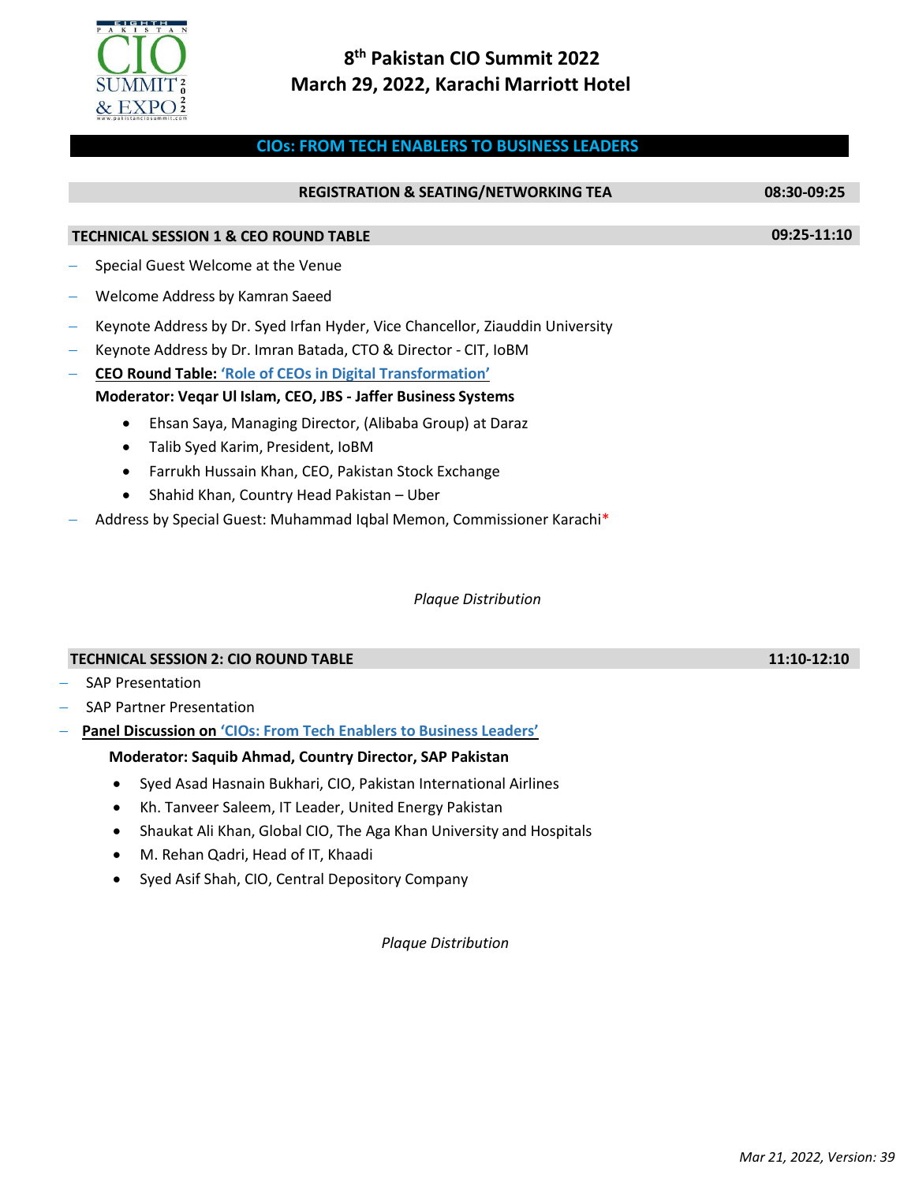# 8th Pakistan CIO Summit 2022
## March 29, 2022, Karachi Marriott Hotel

**CIOs: FROM TECH ENABLERS TO BUSINESS LEADERS**

| REGISTRATION & SEATING/NETWORKING TEA | 08:30-09:25 |
|---|---|

| TECHNICAL SESSION 1 & CEO ROUND TABLE | 09:25-11:10 |
|---|---|

- Special Guest Welcome at the Venue
- Welcome Address by Kamran Saeed
- Keynote Address by Dr. Syed Irfan Hyder, Vice Chancellor, Ziauddin University
- Keynote Address by Dr. Imran Batada, CTO & Director - CIT, IoBM
- **CEO Round Table: 'Role of CEOs in Digital Transformation'**

  **Moderator: Veqar Ul Islam, CEO, JBS - Jaffer Business Systems**

  - Ehsan Saya, Managing Director, (Alibaba Group) at Daraz
  - Talib Syed Karim, President, IoBM
  - Farrukh Hussain Khan, CEO, Pakistan Stock Exchange
  - Shahid Khan, Country Head Pakistan – Uber
- Address by Special Guest: Muhammad Iqbal Memon, Commissioner Karachi*

*Plaque Distribution*

| TECHNICAL SESSION 2: CIO ROUND TABLE | 11:10-12:10 |
|---|---|

- SAP Presentation
- SAP Partner Presentation
- **Panel Discussion on 'CIOs: From Tech Enablers to Business Leaders'**

  **Moderator: Saquib Ahmad, Country Director, SAP Pakistan**

  - Syed Asad Hasnain Bukhari, CIO, Pakistan International Airlines
  - Kh. Tanveer Saleem, IT Leader, United Energy Pakistan
  - Shaukat Ali Khan, Global CIO, The Aga Khan University and Hospitals
  - M. Rehan Qadri, Head of IT, Khaadi
  - Syed Asif Shah, CIO, Central Depository Company

*Plaque Distribution*

*Mar 21, 2022, Version: 39*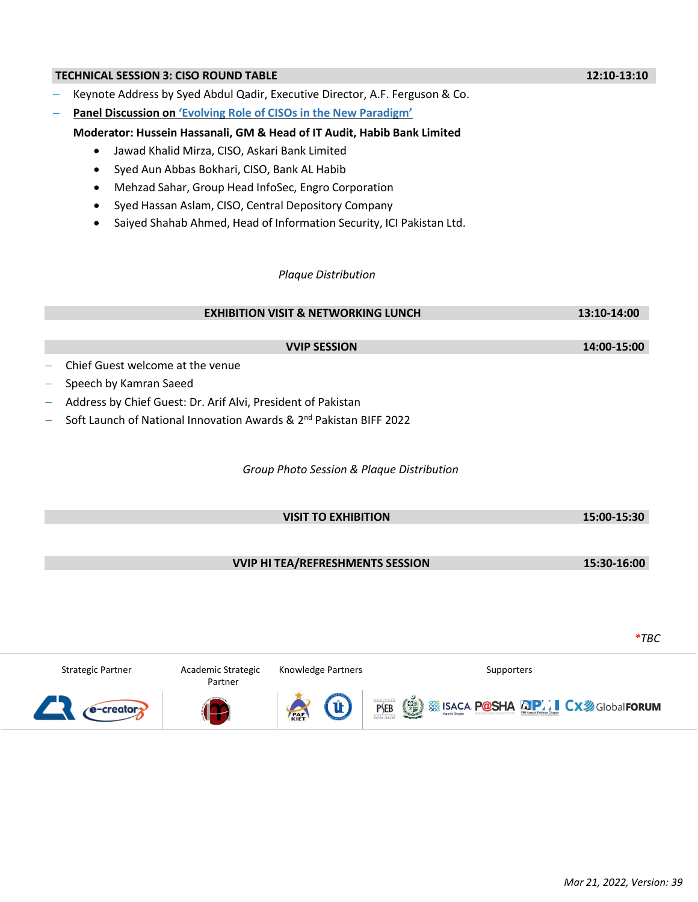**TECHNICAL SESSION 3: CISO ROUND TABLE** **12:10-13:10**

- Keynote Address by Syed Abdul Qadir, Executive Director, A.F. Ferguson & Co.
- **Panel Discussion on ‘Evolving Role of CISOs in the New Paradigm’**

**Moderator: Hussein Hassanali, GM & Head of IT Audit, Habib Bank Limited**

- Jawad Khalid Mirza, CISO, Askari Bank Limited
- Syed Aun Abbas Bokhari, CISO, Bank AL Habib
- Mehzad Sahar, Group Head InfoSec, Engro Corporation
- Syed Hassan Aslam, CISO, Central Depository Company
- Saiyed Shahab Ahmed, Head of Information Security, ICI Pakistan Ltd.

*Plaque Distribution*

**EXHIBITION VISIT & NETWORKING LUNCH** **13:10-14:00**

**VVIP SESSION** **14:00-15:00**

- Chief Guest welcome at the venue
- Speech by Kamran Saeed
- Address by Chief Guest: Dr. Arif Alvi, President of Pakistan
- Soft Launch of National Innovation Awards & 2nd Pakistan BIFF 2022

*Group Photo Session & Plaque Distribution*

**VISIT TO EXHIBITION** **15:00-15:30**

**VVIP HI TEA/REFRESHMENTS SESSION** **15:30-16:00**

**TBC*

Strategic Partner | Academic Strategic Partner | Knowledge Partners | Supporters

*Mar 21, 2022, Version: 39*